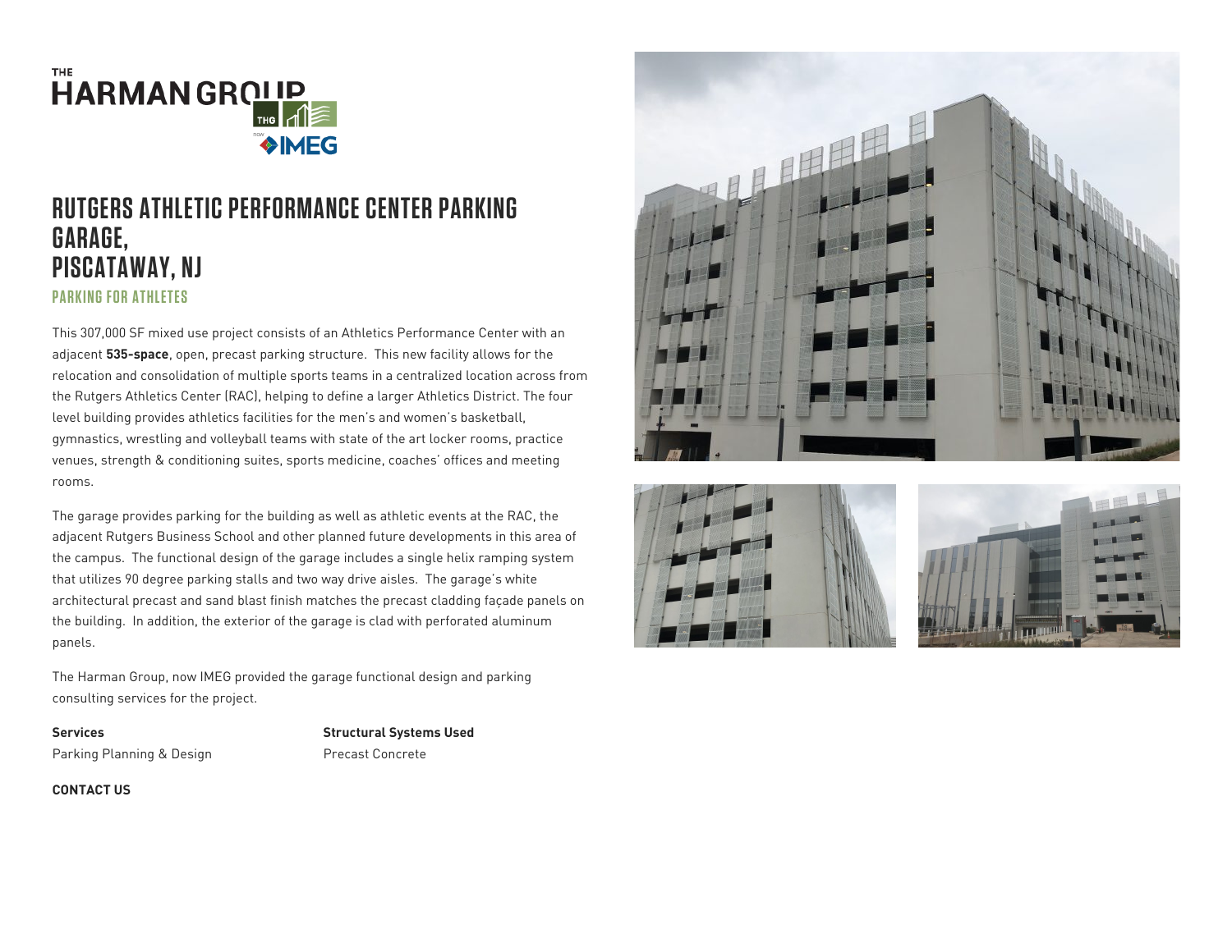# RUTGERS ATHLETIC PERFORMANCE CENTER PARKING GARAGE, PISCATAWAY, NJ

## PARKING FOR ATHLETES

This 307,000 SF mixed use project consists of an Athletics Performance Center with an adjacent **535-space**, open, precast parking structure. This new facility allows for the relocation and consolidation of multiple sports teams in a centralized location across from the Rutgers Athletics Center (RAC), helping to define a larger Athletics District. The four level building provides athletics facilities for the men's and women's basketball, gymnastics, wrestling and volleyball teams with state of the art locker rooms, practice venues, strength & conditioning suites, sports medicine, coaches' offices and meeting rooms.

The garage provides parking for the building as well as athletic events at the RAC, the adjacent Rutgers Business School and other planned future developments in this area of the campus. The functional design of the garage includes a single helix ramping system that utilizes 90 degree parking stalls and two way drive aisles. The garage's white architectural precast and sand blast finish matches the precast cladding façade panels on the building. In addition, the exterior of the garage is clad with perforated aluminum panels.

The Harman Group, now IMEG provided the garage functional design and parking consulting services for the project.

**Services**

Parking Planning & Design

**Structural Systems Used**

Precast Concrete

**CONTACT US**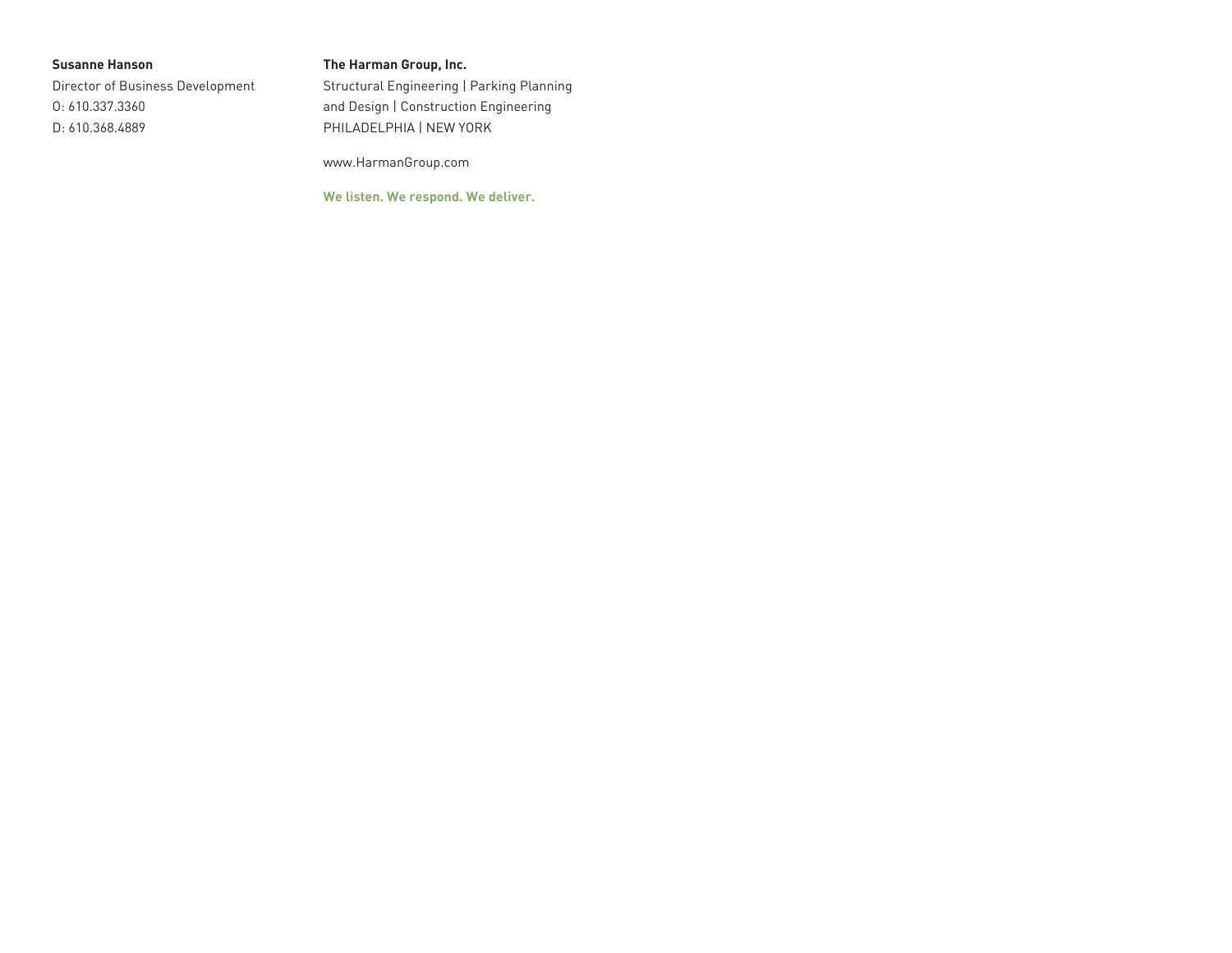**Susanne Hanson**
Director of Business Development
O: 610.337.3360
D: 610.368.4889

**The Harman Group, Inc.**
Structural Engineering | Parking Planning and Design | Construction Engineering
PHILADELPHIA | NEW YORK

www.HarmanGroup.com

**We listen. We respond. We deliver.**